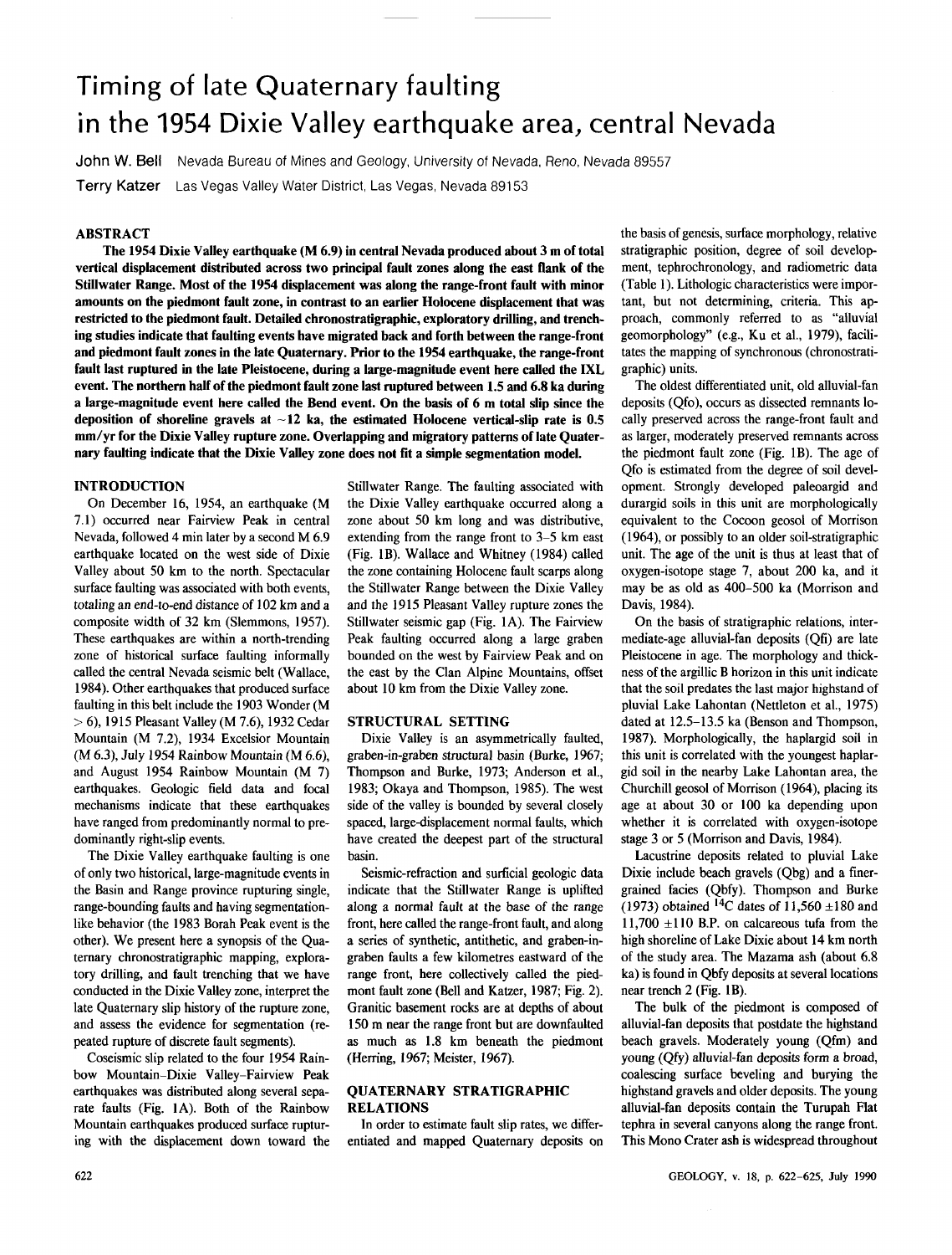# Timing of late Quaternary faulting in the 1954 Dixie Valley earthquake area, central Nevada

**John W. Bell** Nevada Bureau of Mines and Geology, University of Nevada, Reno, Nevada 89557

**Terry Katzer** Las Vegas Valley Water District, Las Vegas, Nevada 89153

## ABSTRACT

**The 1954 Dixie Valley earthquake (M 6.9) in central Nevada produced about 3 m of total vertical displacement distributed across two principal fault zones along the east flank of the Stillwater Range. Most of the 1954 displacement was along the range-front fault with minor amounts on the piedmont fault zone, in contrast to an earlier Holocene displacement that was restricted to the piedmont fault. Detailed chronostratigraphic, exploratory drilling, and trenching studies indicate that faulting events have migrated back and forth between the range-front and piedmont fault zones in the late Quaternary. Prior to the 1954 earthquake, the range-front fault last ruptured in the late Pleistocene, during a large-magnitude event here called the IXL event. The northern half of the piedmont fault zone last ruptured between 1.5 and 6.8 ka during a large-magnitude event here called the Bend event. On the basis of 6 m total slip since the deposition of shoreline gravels at ~12 ka, the estimated Holocene vertical-slip rate is 0.5 mm/yr for the Dixie Valley rupture zone. Overlapping and migratory patterns of late Quaternary faulting indicate that the Dixie Valley zone does not fit a simple segmentation model.**

## INTRODUCTION

On December 16, 1954, an earthquake (M 7.1) occurred near Fairview Peak in central Nevada, followed 4 min later by a second M 6.9 earthquake located on the west side of Dixie Valley about 50 km to the north. Spectacular surface faulting was associated with both events, totaling an end-to-end distance of 102 km and a composite width of 32 km (Slemmons, 1957). These earthquakes are within a north-trending zone of historical surface faulting informally called the central Nevada seismic belt (Wallace, 1984). Other earthquakes that produced surface faulting in this belt include the 1903 Wonder (M > 6), 1915 Pleasant Valley (M 7.6), 1932 Cedar Mountain (M 7.2), 1934 Excelsior Mountain (M 6.3), July 1954 Rainbow Mountain (M 6.6), and August 1954 Rainbow Mountain (M 7) earthquakes. Geologic field data and focal mechanisms indicate that these earthquakes have ranged from predominantly normal to predominantly right-slip events.

The Dixie Valley earthquake faulting is one of only two historical, large-magnitude events in the Basin and Range province rupturing single, range-bounding faults and having segmentation-like behavior (the 1983 Borah Peak event is the other). We present here a synopsis of the Quaternary chronostratigraphic mapping, exploratory drilling, and fault trenching that we have conducted in the Dixie Valley zone, interpret the late Quaternary slip history of the rupture zone, and assess the evidence for segmentation (repeated rupture of discrete fault segments).

Coseismic slip related to the four 1954 Rainbow Mountain–Dixie Valley–Fairview Peak earthquakes was distributed along several separate faults (Fig. 1A). Both of the Rainbow Mountain earthquakes produced surface rupturing with the displacement down toward the Stillwater Range. The faulting associated with the Dixie Valley earthquake occurred along a zone about 50 km long and was distributive, extending from the range front to 3–5 km east (Fig. 1B). Wallace and Whitney (1984) called the zone containing Holocene fault scarps along the Stillwater Range between the Dixie Valley and the 1915 Pleasant Valley rupture zones the Stillwater seismic gap (Fig. 1A). The Fairview Peak faulting occurred along a large graben bounded on the west by Fairview Peak and on the east by the Clan Alpine Mountains, offset about 10 km from the Dixie Valley zone.

## STRUCTURAL SETTING

Dixie Valley is an asymmetrically faulted, graben-in-graben structural basin (Burke, 1967; Thompson and Burke, 1973; Anderson et al., 1983; Okaya and Thompson, 1985). The west side of the valley is bounded by several closely spaced, large-displacement normal faults, which have created the deepest part of the structural basin.

Seismic-refraction and surficial geologic data indicate that the Stillwater Range is uplifted along a normal fault at the base of the range front, here called the range-front fault, and along a series of synthetic, antithetic, and graben-in-graben faults a few kilometres eastward of the range front, here collectively called the piedmont fault zone (Bell and Katzer, 1987; Fig. 2). Granitic basement rocks are at depths of about 150 m near the range front but are downfaulted as much as 1.8 km beneath the piedmont (Herring, 1967; Meister, 1967).

## QUATERNARY STRATIGRAPHIC RELATIONS

In order to estimate fault slip rates, we differentiated and mapped Quaternary deposits on the basis of genesis, surface morphology, relative stratigraphic position, degree of soil development, tephrochronology, and radiometric data (Table 1). Lithologic characteristics were important, but not determining, criteria. This approach, commonly referred to as "alluvial geomorphology" (e.g., Ku et al., 1979), facilitates the mapping of synchronous (chronostratigraphic) units.

The oldest differentiated unit, old alluvial-fan deposits (Qfo), occurs as dissected remnants locally preserved across the range-front fault and as larger, moderately preserved remnants across the piedmont fault zone (Fig. 1B). The age of Qfo is estimated from the degree of soil development. Strongly developed paleoargid and durargid soils in this unit are morphologically equivalent to the Cocoon geosol of Morrison (1964), or possibly to an older soil-stratigraphic unit. The age of the unit is thus at least that of oxygen-isotope stage 7, about 200 ka, and it may be as old as 400–500 ka (Morrison and Davis, 1984).

On the basis of stratigraphic relations, intermediate-age alluvial-fan deposits (Qfi) are late Pleistocene in age. The morphology and thickness of the argillic B horizon in this unit indicate that the soil predates the last major highstand of pluvial Lake Lahontan (Nettleton et al., 1975) dated at 12.5–13.5 ka (Benson and Thompson, 1987). Morphologically, the haplargid soil in this unit is correlated with the youngest haplargid soil in the nearby Lake Lahontan area, the Churchill geosol of Morrison (1964), placing its age at about 30 or 100 ka depending upon whether it is correlated with oxygen-isotope stage 3 or 5 (Morrison and Davis, 1984).

Lacustrine deposits related to pluvial Lake Dixie include beach gravels (Qbg) and a finer-grained facies (Qbfy). Thompson and Burke (1973) obtained $^{14}C$ dates of 11,560 ±180 and 11,700 ±110 B.P. on calcareous tufa from the high shoreline of Lake Dixie about 14 km north of the study area. The Mazama ash (about 6.8 ka) is found in Qbfy deposits at several locations near trench 2 (Fig. 1B).

The bulk of the piedmont is composed of alluvial-fan deposits that postdate the highstand beach gravels. Moderately young (Qfm) and young (Qfy) alluvial-fan deposits form a broad, coalescing surface beveling and burying the highstand gravels and older deposits. The young alluvial-fan deposits contain the Turupah Flat tephra in several canyons along the range front. This Mono Crater ash is widespread throughout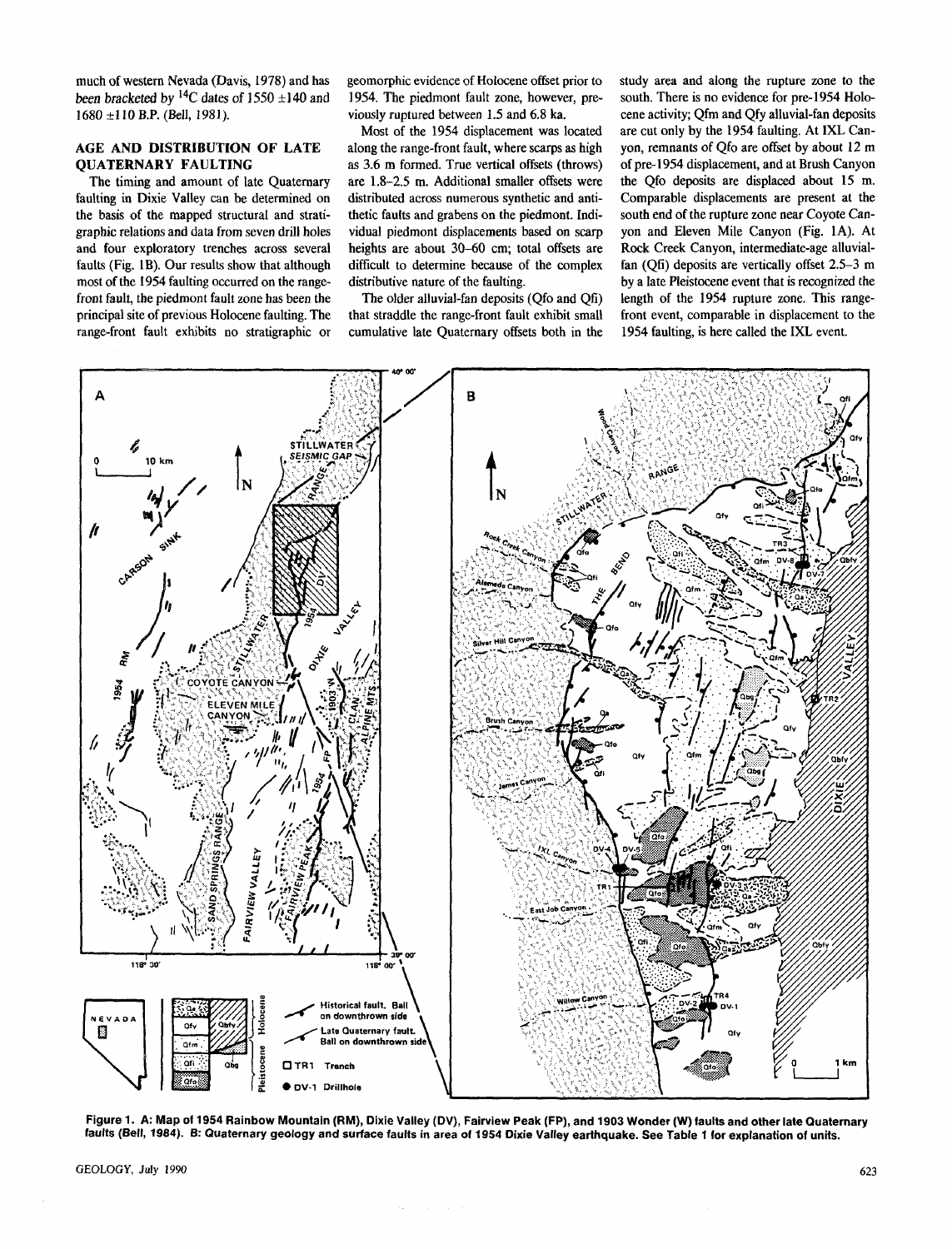much of western Nevada (Davis, 1978) and has been bracketed by $^{14}C$ dates of 1550 ±140 and 1680 ±110 B.P. (Bell, 1981).

## AGE AND DISTRIBUTION OF LATE QUATERNARY FAULTING

The timing and amount of late Quaternary faulting in Dixie Valley can be determined on the basis of the mapped structural and stratigraphic relations and data from seven drill holes and four exploratory trenches across several faults (Fig. 1B). Our results show that although most of the 1954 faulting occurred on the range-front fault, the piedmont fault zone has been the principal site of previous Holocene faulting. The range-front fault exhibits no stratigraphic or geomorphic evidence of Holocene offset prior to 1954. The piedmont fault zone, however, previously ruptured between 1.5 and 6.8 ka.

Most of the 1954 displacement was located along the range-front fault, where scarps as high as 3.6 m formed. True vertical offsets (throws) are 1.8–2.5 m. Additional smaller offsets were distributed across numerous synthetic and antithetic faults and grabens on the piedmont. Individual piedmont displacements based on scarp heights are about 30–60 cm; total offsets are difficult to determine because of the complex distributive nature of the faulting.

The older alluvial-fan deposits (Qfo and Qfi) that straddle the range-front fault exhibit small cumulative late Quaternary offsets both in the study area and along the rupture zone to the south. There is no evidence for pre-1954 Holocene activity; Qfm and Qfy alluvial-fan deposits are cut only by the 1954 faulting. At IXL Canyon, remnants of Qfo are offset by about 12 m of pre-1954 displacement, and at Brush Canyon the Qfo deposits are displaced about 15 m. Comparable displacements are present at the south end of the rupture zone near Coyote Canyon and Eleven Mile Canyon (Fig. 1A). At Rock Creek Canyon, intermediate-age alluvial-fan (Qfi) deposits are vertically offset 2.5–3 m by a late Pleistocene event that is recognized the length of the 1954 rupture zone. This range-front event, comparable in displacement to the 1954 faulting, is here called the IXL event.

**Figure 1. A: Map of 1954 Rainbow Mountain (RM), Dixie Valley (DV), Fairview Peak (FP), and 1903 Wonder (W) faults and other late Quaternary faults (Bell, 1984). B: Quaternary geology and surface faults in area of 1954 Dixie Valley earthquake. See Table 1 for explanation of units.**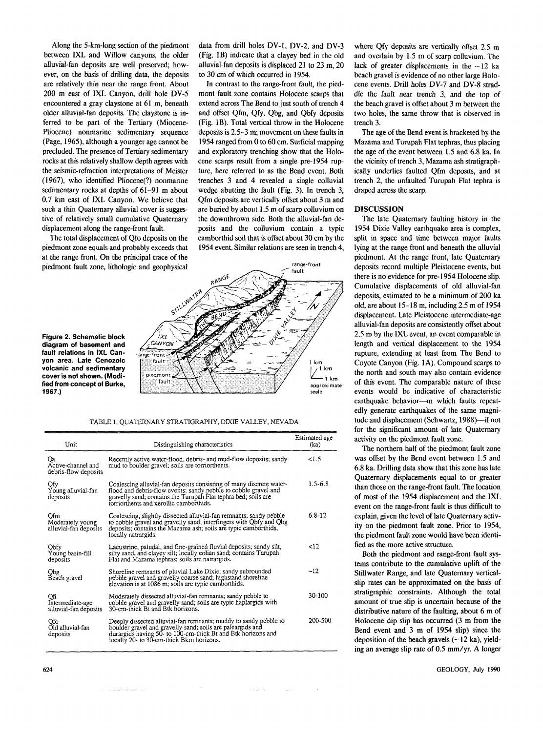Along the 5-km-long section of the piedmont between IXL and Willow canyons, the older alluvial-fan deposits are well preserved; however, on the basis of drilling data, the deposits are relatively thin near the range front. About 200 m east of IXL Canyon, drill hole DV-5 encountered a gray claystone at 61 m, beneath older alluvial-fan deposits. The claystone is inferred to be part of the Tertiary (Miocene-Pliocene) nonmarine sedimentary sequence (Page, 1965), although a younger age cannot be precluded. The presence of Tertiary sedimentary rocks at this relatively shallow depth agrees with the seismic-refraction interpretations of Meister (1967), who identified Pliocene(?) nonmarine sedimentary rocks at depths of 61–91 m about 0.7 km east of IXL Canyon. We believe that such a thin Quaternary alluvial cover is suggestive of relatively small cumulative Quaternary displacement along the range-front fault.

The total displacement of Qfo deposits on the piedmont zone equals and probably exceeds that at the range front. On the principal trace of the piedmont fault zone, lithologic and geophysical data from drill holes DV-1, DV-2, and DV-3 (Fig. 1B) indicate that a clayey bed in the old alluvial-fan deposits is displaced 21 to 23 m, 20 to 30 cm of which occurred in 1954.

In contrast to the range-front fault, the piedmont fault zone contains Holocene scarps that extend across The Bend to just south of trench 4 (Fig. 1B). Total vertical throw in the Holocene deposits is 2.5–3 m; movement on these faults in 1954 ranged from 0 to 60 cm. Surficial mapping and exploratory trenching show that the Holocene scarps result from a single pre-1954 rupture, here referred to as the Bend event. Both trenches 3 and 4 revealed a single colluvial wedge abutting the fault (Fig. 3). In trench 3, Qfm deposits are vertically offset about 3 m and are buried by about 1.5 m of scarp colluvium on the downthrown side. Both the alluvial-fan deposits and the colluvium contain a typic camborthid soil that is offset about 30 cm by the 1954 event. Similar relations are seen in trench 4, where Qfy deposits are vertically offset 2.5 m and overlain by 1.5 m of scarp colluvium. The lack of greater displacements in the ~12 ka beach gravel is evidence of no other large Holocene events. Drill holes DV-7 and DV-8 straddle the fault near trench 3, and the top of the beach gravel is offset about 3 m between the two holes, the same throw that is observed in trench 3.

The age of the Bend event is bracketed by the Mazama and Turupah Flat tephras, thus placing the age of the event between 1.5 and 6.8 ka. In the vicinity of trench 3, Mazama ash stratigraphically underlies faulted Qfm deposits, and at trench 2, the unfaulted Turupah Flat tephra is draped across the scarp.

**Figure 2. Schematic block diagram of basement and fault relations in IXL Canyon area. Late Cenozoic volcanic and sedimentary cover is not shown. (Modified from concept of Burke, 1967.)**

TABLE 1. QUATERNARY STRATIGRAPHY, DIXIE VALLEY, NEVADA

| Unit | Distinguishing characteristics | Estimated age (ka) |
|---|---|---|
| Qa<br>Active-channel and debris-flow deposits | Recently active water-flood, debris- and mud-flow deposits; sandy mud to boulder gravel; soils are torriorthents. | <1.5 |
| Qfy<br>Young alluvial-fan deposits | Coalescing alluvial-fan deposits consisting of many discrete water-flood and debris-flow events; sandy pebble to cobble gravel and gravelly sand; contains the Turupah Flat tephra bed; soils are torriorthents and xerollic camborthids. | 1.5-6.8 |
| Qfm<br>Moderately young alluvial-fan deposits | Coalescing, slightly dissected alluvial-fan remnants; sandy pebble to cobble gravel and gravelly sand; interfingers with Qbfy and Qbg deposits; contains the Mazama ash; soils are typic camborthids, locally natrargids. | 6.8-12 |
| Qbfy<br>Young basin-fill deposits | Lacustrine, paludal, and fine-grained fluvial deposits; sandy silt, silty sand, and clayey silt; locally eolian sand; contains Turupah Flat and Mazama tephras; soils are natrargids. | <12 |
| Qbg<br>Beach gravel | Shoreline remnants of pluvial Lake Dixie; sandy subrounded pebble gravel and gravelly coarse sand; highstand shoreline elevation is at 1086 m; soils are typic camborthids. | ~12 |
| Qfi<br>Intermediate-age alluvial-fan deposits | Moderately dissected alluvial-fan remnants; sandy pebble to cobble gravel and gravelly sand; soils are typic haplargids with 30-cm-thick Bt and Btk horizons. | 30-100 |
| Qfo<br>Old alluvial-fan deposits | Deeply dissected alluvial-fan remnants; muddy to sandy pebble to boulder gravel and gravelly sand; soils are paleargids and durargids having 50- to 100-cm-thick Bt and Btk horizons and locally 20- to 30-cm-thick Bkm horizons. | 200-500 |

## DISCUSSION

The late Quaternary faulting history in the 1954 Dixie Valley earthquake area is complex, split in space and time between major faults lying at the range front and beneath the alluvial piedmont. At the range front, late Quaternary deposits record multiple Pleistocene events, but there is no evidence for pre-1954 Holocene slip. Cumulative displacements of old alluvial-fan deposits, estimated to be a minimum of 200 ka old, are about 15–18 m, including 2.5 m of 1954 displacement. Late Pleistocene intermediate-age alluvial-fan deposits are consistently offset about 2.5 m by the IXL event, an event comparable in length and vertical displacement to the 1954 rupture, extending at least from The Bend to Coyote Canyon (Fig. 1A). Compound scarps to the north and south may also contain evidence of this event. The comparable nature of these events would be indicative of characteristic earthquake behavior—in which faults repeatedly generate earthquakes of the same magnitude and displacement (Schwartz, 1988)—if not for the significant amount of late Quaternary activity on the piedmont fault zone.

The northern half of the piedmont fault zone was offset by the Bend event between 1.5 and 6.8 ka. Drilling data show that this zone has late Quaternary displacements equal to or greater than those on the range-front fault. The location of most of the 1954 displacement and the IXL event on the range-front fault is thus difficult to explain, given the level of late Quaternary activity on the piedmont fault zone. Prior to 1954, the piedmont fault zone would have been identified as the more active structure.

Both the piedmont and range-front fault systems contribute to the cumulative uplift of the Stillwater Range, and late Quaternary vertical-slip rates can be approximated on the basis of stratigraphic constraints. Although the total amount of true slip is uncertain because of the distributive nature of the faulting, about 6 m of Holocene dip slip has occurred (3 m from the Bend event and 3 m of 1954 slip) since the deposition of the beach gravels (~12 ka), yielding an average slip rate of 0.5 mm/yr. A longer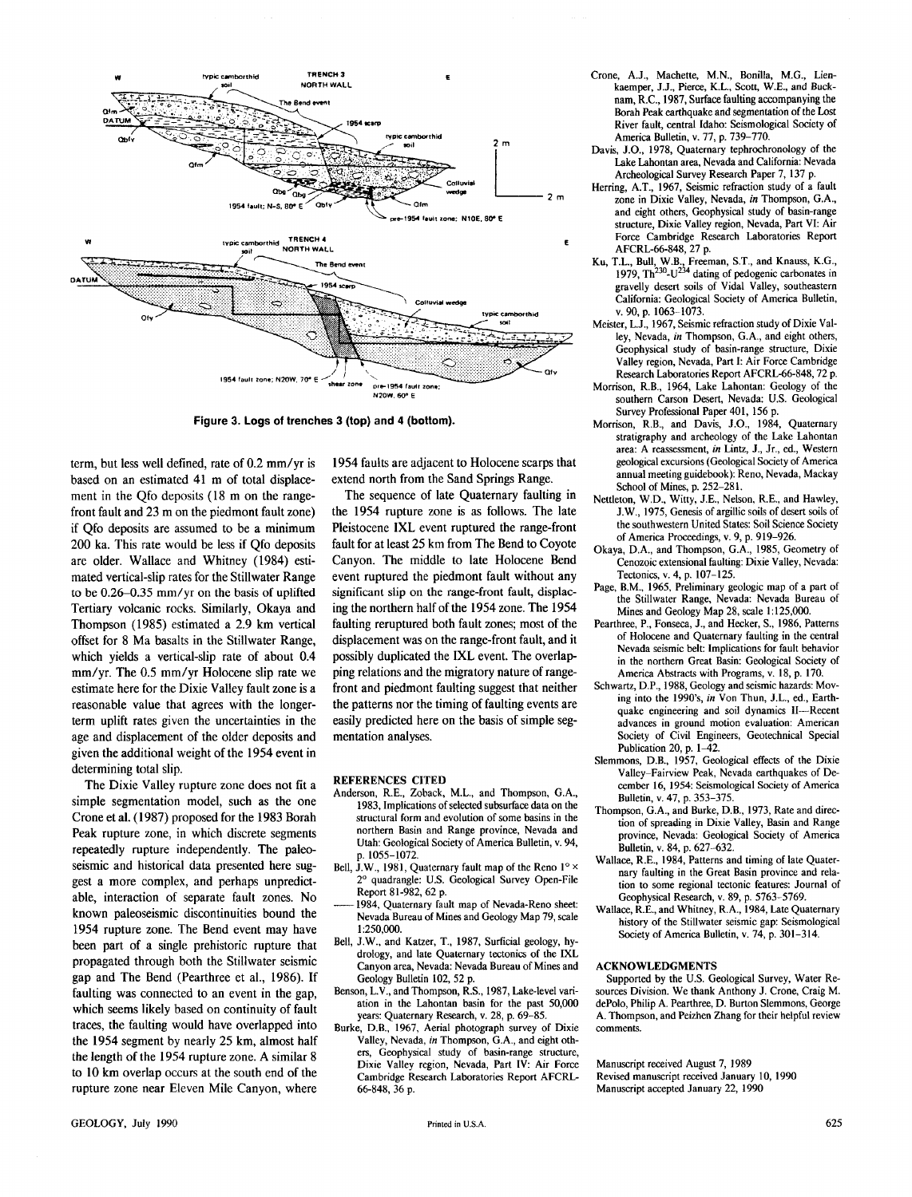W typic camborthid soil TRENCH 3 NORTH WALL E

The Bend event

1954 scarp

typic camborthid soil

Colluvial wedge

2 m

2 m

Qfm DATUM Qbfy Qfm Qbg Qbg Qbfy Qfm

1954 fault: N-S, 80° E

pre-1954 fault zone: N10E, 80° E

W typic camborthid soil TRENCH 4 NORTH WALL E

DATUM

The Bend event

1954 scarp

Colluvial wedge

typic camborthid soil

Qfy Qfy

1954 fault zone: N20W, 70° E

shear zone

pre-1954 fault zone: N20W, 60° E

**Figure 3. Logs of trenches 3 (top) and 4 (bottom).**

term, but less well defined, rate of 0.2 mm/yr is based on an estimated 41 m of total displacement in the Qfo deposits (18 m on the range-front fault and 23 m on the piedmont fault zone) if Qfo deposits are assumed to be a minimum 200 ka. This rate would be less if Qfo deposits are older. Wallace and Whitney (1984) estimated vertical-slip rates for the Stillwater Range to be 0.26–0.35 mm/yr on the basis of uplifted Tertiary volcanic rocks. Similarly, Okaya and Thompson (1985) estimated a 2.9 km vertical offset for 8 Ma basalts in the Stillwater Range, which yields a vertical-slip rate of about 0.4 mm/yr. The 0.5 mm/yr Holocene slip rate we estimate here for the Dixie Valley fault zone is a reasonable value that agrees with the longer-term uplift rates given the uncertainties in the age and displacement of the older deposits and given the additional weight of the 1954 event in determining total slip.

The Dixie Valley rupture zone does not fit a simple segmentation model, such as the one Crone et al. (1987) proposed for the 1983 Borah Peak rupture zone, in which discrete segments repeatedly rupture independently. The paleoseismic and historical data presented here suggest a more complex, and perhaps unpredictable, interaction of separate fault zones. No known paleoseismic discontinuities bound the 1954 rupture zone. The Bend event may have been part of a single prehistoric rupture that propagated through both the Stillwater seismic gap and The Bend (Pearthree et al., 1986). If faulting was connected to an event in the gap, which seems likely based on continuity of fault traces, the faulting would have overlapped into the 1954 segment by nearly 25 km, almost half the length of the 1954 rupture zone. A similar 8 to 10 km overlap occurs at the south end of the rupture zone near Eleven Mile Canyon, where 1954 faults are adjacent to Holocene scarps that extend north from the Sand Springs Range.

The sequence of late Quaternary faulting in the 1954 rupture zone is as follows. The late Pleistocene IXL event ruptured the range-front fault for at least 25 km from The Bend to Coyote Canyon. The middle to late Holocene Bend event ruptured the piedmont fault without any significant slip on the range-front fault, displacing the northern half of the 1954 zone. The 1954 faulting reruptured both fault zones; most of the displacement was on the range-front fault, and it possibly duplicated the IXL event. The overlapping relations and the migratory nature of range-front and piedmont faulting suggest that neither the patterns nor the timing of faulting events are easily predicted here on the basis of simple segmentation analyses.

## REFERENCES CITED

Anderson, R.E., Zoback, M.L., and Thompson, G.A., 1983, Implications of selected subsurface data on the structural form and evolution of some basins in the northern Basin and Range province, Nevada and Utah: Geological Society of America Bulletin, v. 94, p. 1055–1072.

Bell, J.W., 1981, Quaternary fault map of the Reno 1° × 2° quadrangle: U.S. Geological Survey Open-File Report 81-982, 62 p.

—— 1984, Quaternary fault map of Nevada-Reno sheet: Nevada Bureau of Mines and Geology Map 79, scale 1:250,000.

Bell, J.W., and Katzer, T., 1987, Surficial geology, hydrology, and late Quaternary tectonics of the IXL Canyon area, Nevada: Nevada Bureau of Mines and Geology Bulletin 102, 52 p.

Benson, L.V., and Thompson, R.S., 1987, Lake-level variation in the Lahontan basin for the past 50,000 years: Quaternary Research, v. 28, p. 69–85.

Burke, D.B., 1967, Aerial photograph survey of Dixie Valley, Nevada, *in* Thompson, G.A., and eight others, Geophysical study of basin-range structure, Dixie Valley region, Nevada, Part IV: Air Force Cambridge Research Laboratories Report AFCRL-66-848, 36 p.

Crone, A.J., Machette, M.N., Bonilla, M.G., Lienkaemper, J.J., Pierce, K.L., Scott, W.E., and Bucknam, R.C., 1987, Surface faulting accompanying the Borah Peak earthquake and segmentation of the Lost River fault, central Idaho: Seismological Society of America Bulletin, v. 77, p. 739–770.

Davis, J.O., 1978, Quaternary tephrochronology of the Lake Lahontan area, Nevada and California: Nevada Archeological Survey Research Paper 7, 137 p.

Herring, A.T., 1967, Seismic refraction study of a fault zone in Dixie Valley, Nevada, *in* Thompson, G.A., and eight others, Geophysical study of basin-range structure, Dixie Valley region, Nevada, Part VI: Air Force Cambridge Research Laboratories Report AFCRL-66-848, 27 p.

Ku, T.L., Bull, W.B., Freeman, S.T., and Knauss, K.G., 1979, $Th^{230}$-$U^{234}$ dating of pedogenic carbonates in gravelly desert soils of Vidal Valley, southeastern California: Geological Society of America Bulletin, v. 90, p. 1063–1073.

Meister, L.J., 1967, Seismic refraction study of Dixie Valley, Nevada, *in* Thompson, G.A., and eight others, Geophysical study of basin-range structure, Dixie Valley region, Nevada, Part I: Air Force Cambridge Research Laboratories Report AFCRL-66-848, 72 p.

Morrison, R.B., 1964, Lake Lahontan: Geology of the southern Carson Desert, Nevada: U.S. Geological Survey Professional Paper 401, 156 p.

Morrison, R.B., and Davis, J.O., 1984, Quaternary stratigraphy and archeology of the Lake Lahontan area: A reassessment, *in* Lintz, J., Jr., ed., Western geological excursions (Geological Society of America annual meeting guidebook): Reno, Nevada, Mackay School of Mines, p. 252–281.

Nettleton, W.D., Witty, J.E., Nelson, R.E., and Hawley, J.W., 1975, Genesis of argillic soils of desert soils of the southwestern United States: Soil Science Society of America Proceedings, v. 9, p. 919–926.

Okaya, D.A., and Thompson, G.A., 1985, Geometry of Cenozoic extensional faulting: Dixie Valley, Nevada: Tectonics, v. 4, p. 107–125.

Page, B.M., 1965, Preliminary geologic map of a part of the Stillwater Range, Nevada: Nevada Bureau of Mines and Geology Map 28, scale 1:125,000.

Pearthree, P., Fonseca, J., and Hecker, S., 1986, Patterns of Holocene and Quaternary faulting in the central Nevada seismic belt: Implications for fault behavior in the northern Great Basin: Geological Society of America Abstracts with Programs, v. 18, p. 170.

Schwartz, D.P., 1988, Geology and seismic hazards: Moving into the 1990's, *in* Von Thun, J.L., ed., Earthquake engineering and soil dynamics II—Recent advances in ground motion evaluation: American Society of Civil Engineers, Geotechnical Special Publication 20, p. 1–42.

Slemmons, D.B., 1957, Geological effects of the Dixie Valley–Fairview Peak, Nevada earthquakes of December 16, 1954: Seismological Society of America Bulletin, v. 47, p. 353–375.

Thompson, G.A., and Burke, D.B., 1973, Rate and direction of spreading in Dixie Valley, Basin and Range province, Nevada: Geological Society of America Bulletin, v. 84, p. 627–632.

Wallace, R.E., 1984, Patterns and timing of late Quaternary faulting in the Great Basin province and relation to some regional tectonic features: Journal of Geophysical Research, v. 89, p. 5763–5769.

Wallace, R.E., and Whitney, R.A., 1984, Late Quaternary history of the Stillwater seismic gap: Seismological Society of America Bulletin, v. 74, p. 301–314.

## ACKNOWLEDGMENTS

Supported by the U.S. Geological Survey, Water Resources Division. We thank Anthony J. Crone, Craig M. dePolo, Philip A. Pearthree, D. Burton Slemmons, George A. Thompson, and Peizhen Zhang for their helpful review comments.

Manuscript received August 7, 1989
Revised manuscript received January 10, 1990
Manuscript accepted January 22, 1990